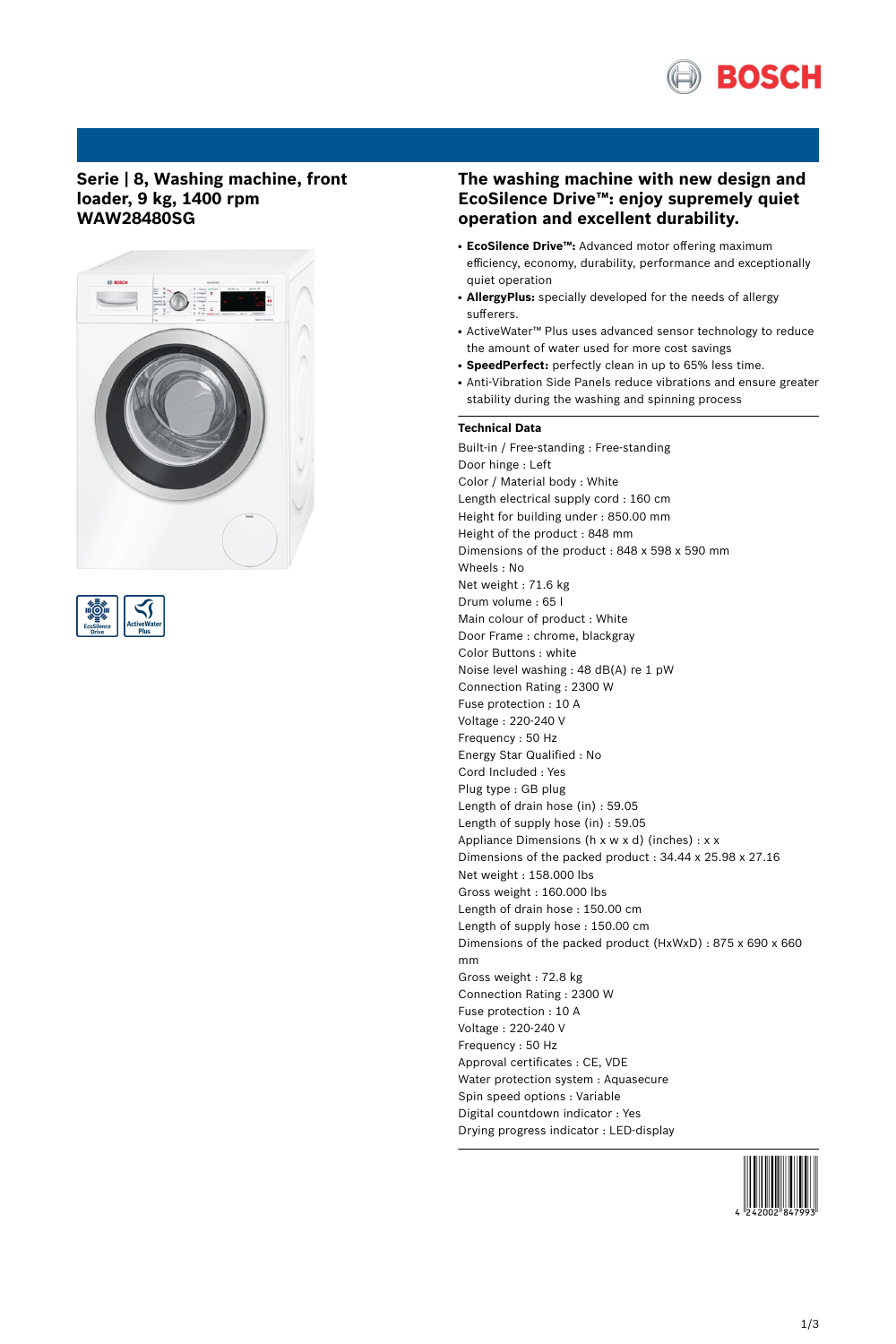# Serie | 8, Washing machine, front loader, 9 kg, 1400 rpm WAW28480SG

## The washing machine with new design and EcoSilence Drive™: enjoy supremely quiet operation and excellent durability.

- **EcoSilence Drive™:** Advanced motor offering maximum efficiency, economy, durability, performance and exceptionally quiet operation
- **AllergyPlus:** specially developed for the needs of allergy sufferers.
- ActiveWater™ Plus uses advanced sensor technology to reduce the amount of water used for more cost savings
- **SpeedPerfect:** perfectly clean in up to 65% less time.
- Anti-Vibration Side Panels reduce vibrations and ensure greater stability during the washing and spinning process

### Technical Data

Built-in / Free-standing : Free-standing
Door hinge : Left
Color / Material body : White
Length electrical supply cord : 160 cm
Height for building under : 850.00 mm
Height of the product : 848 mm
Dimensions of the product : 848 x 598 x 590 mm
Wheels : No
Net weight : 71.6 kg
Drum volume : 65 l
Main colour of product : White
Door Frame : chrome, blackgray
Color Buttons : white
Noise level washing : 48 dB(A) re 1 pW
Connection Rating : 2300 W
Fuse protection : 10 A
Voltage : 220-240 V
Frequency : 50 Hz
Energy Star Qualified : No
Cord Included : Yes
Plug type : GB plug
Length of drain hose (in) : 59.05
Length of supply hose (in) : 59.05
Appliance Dimensions (h x w x d) (inches) : x x
Dimensions of the packed product : 34.44 x 25.98 x 27.16
Net weight : 158.000 lbs
Gross weight : 160.000 lbs
Length of drain hose : 150.00 cm
Length of supply hose : 150.00 cm
Dimensions of the packed product (HxWxD) : 875 x 690 x 660 mm
Gross weight : 72.8 kg
Connection Rating : 2300 W
Fuse protection : 10 A
Voltage : 220-240 V
Frequency : 50 Hz
Approval certificates : CE, VDE
Water protection system : Aquasecure
Spin speed options : Variable
Digital countdown indicator : Yes
Drying progress indicator : LED-display

4 242002 847993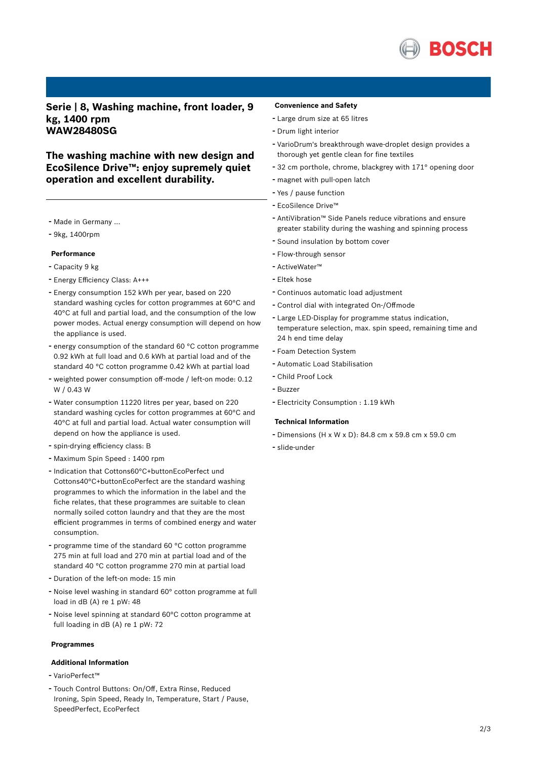# Serie | 8, Washing machine, front loader, 9 kg, 1400 rpm
# WAW28480SG

## The washing machine with new design and EcoSilence Drive™: enjoy supremely quiet operation and excellent durability.

- Made in Germany ...
- 9kg, 1400rpm

### Performance

- Capacity 9 kg
- Energy Efficiency Class: A+++
- Energy consumption 152 kWh per year, based on 220 standard washing cycles for cotton programmes at 60°C and 40°C at full and partial load, and the consumption of the low power modes. Actual energy consumption will depend on how the appliance is used.
- energy consumption of the standard 60 °C cotton programme 0.92 kWh at full load and 0.6 kWh at partial load and of the standard 40 °C cotton programme 0.42 kWh at partial load
- weighted power consumption off-mode / left-on mode: 0.12 W / 0.43 W
- Water consumption 11220 litres per year, based on 220 standard washing cycles for cotton programmes at 60°C and 40°C at full and partial load. Actual water consumption will depend on how the appliance is used.
- spin-drying efficiency class: B
- Maximum Spin Speed : 1400 rpm
- Indication that Cottons60°C+buttonEcoPerfect und Cottons40°C+buttonEcoPerfect are the standard washing programmes to which the information in the label and the fiche relates, that these programmes are suitable to clean normally soiled cotton laundry and that they are the most efficient programmes in terms of combined energy and water consumption.
- programme time of the standard 60 °C cotton programme 275 min at full load and 270 min at partial load and of the standard 40 °C cotton programme 270 min at partial load
- Duration of the left-on mode: 15 min
- Noise level washing in standard 60° cotton programme at full load in dB (A) re 1 pW: 48
- Noise level spinning at standard 60°C cotton programme at full loading in dB (A) re 1 pW: 72

### Programmes

### Additional Information

- VarioPerfect™
- Touch Control Buttons: On/Off, Extra Rinse, Reduced Ironing, Spin Speed, Ready In, Temperature, Start / Pause, SpeedPerfect, EcoPerfect

### Convenience and Safety

- Large drum size at 65 litres
- Drum light interior
- VarioDrum's breakthrough wave-droplet design provides a thorough yet gentle clean for fine textiles
- 32 cm porthole, chrome, blackgrey with 171° opening door
- magnet with pull-open latch
- Yes / pause function
- EcoSilence Drive™
- AntiVibration™ Side Panels reduce vibrations and ensure greater stability during the washing and spinning process
- Sound insulation by bottom cover
- Flow-through sensor
- ActiveWater™
- Eltek hose
- Continuos automatic load adjustment
- Control dial with integrated On-/Offmode
- Large LED-Display for programme status indication, temperature selection, max. spin speed, remaining time and 24 h end time delay
- Foam Detection System
- Automatic Load Stabilisation
- Child Proof Lock
- Buzzer
- Electricity Consumption : 1.19 kWh

### Technical Information

- Dimensions (H x W x D): 84.8 cm x 59.8 cm x 59.0 cm
- slide-under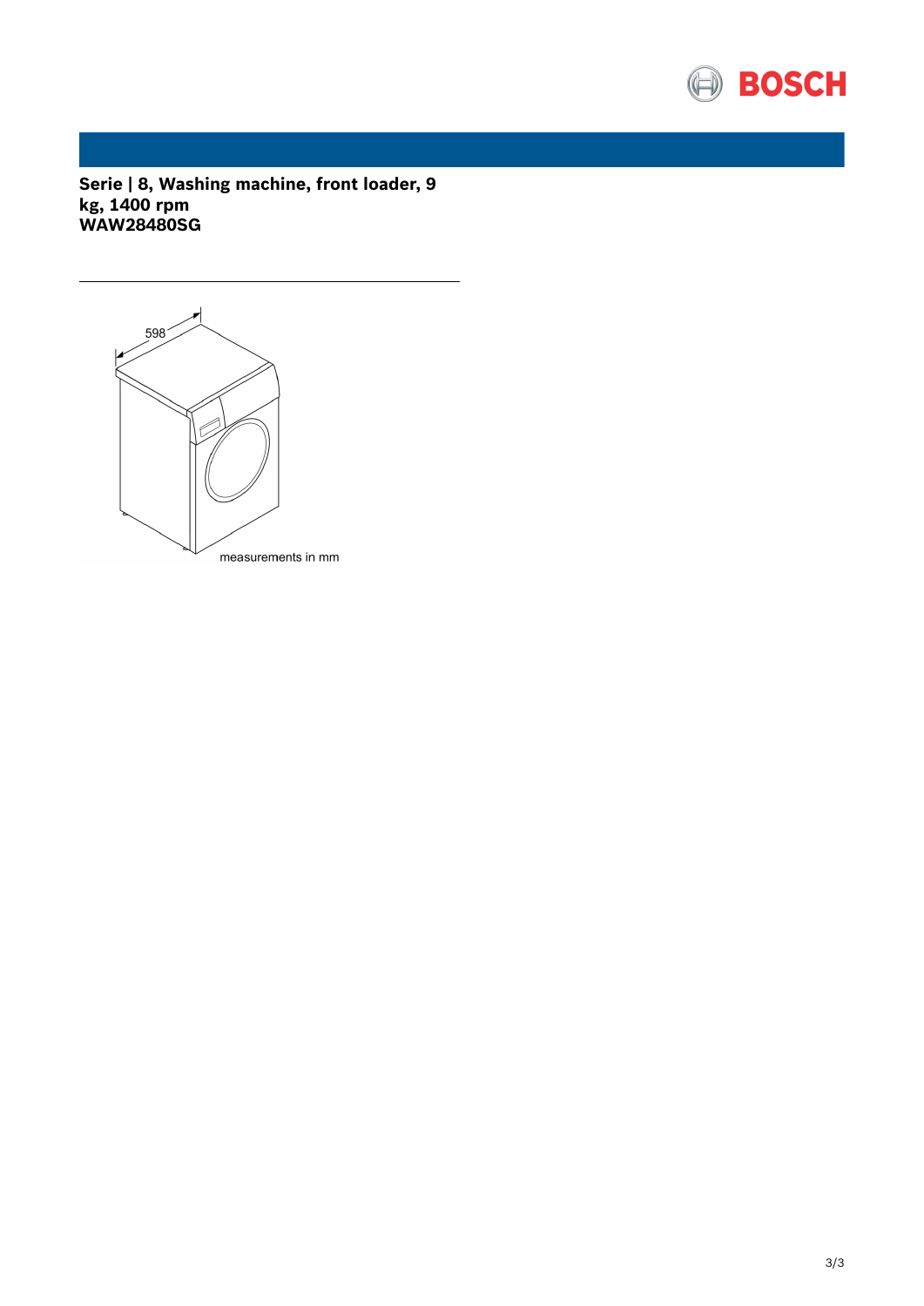**Serie | 8, Washing machine, front loader, 9 kg, 1400 rpm**
**WAW28480SG**

598

measurements in mm